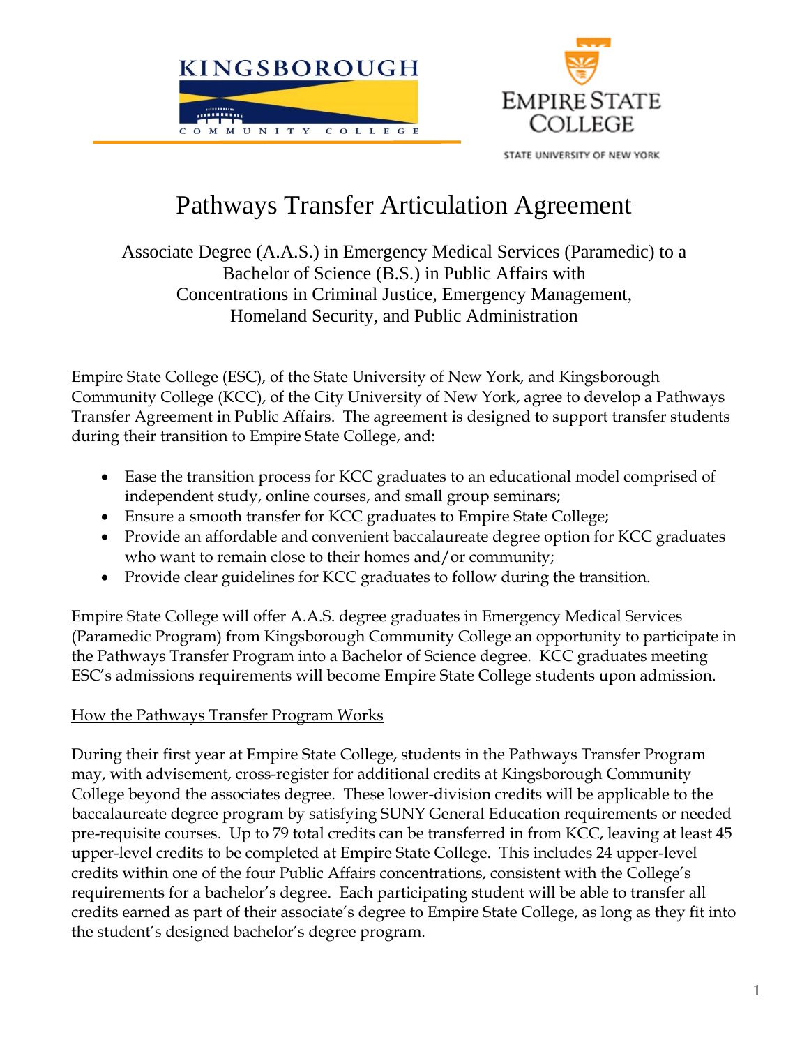KINGSBOROUGH COMMUNITY COLLEGE

EMPIRE STATE COLLEGE

STATE UNIVERSITY OF NEW YORK

# Pathways Transfer Articulation Agreement

Associate Degree (A.A.S.) in Emergency Medical Services (Paramedic) to a Bachelor of Science (B.S.) in Public Affairs with Concentrations in Criminal Justice, Emergency Management, Homeland Security, and Public Administration

Empire State College (ESC), of the State University of New York, and Kingsborough Community College (KCC), of the City University of New York, agree to develop a Pathways Transfer Agreement in Public Affairs. The agreement is designed to support transfer students during their transition to Empire State College, and:

- Ease the transition process for KCC graduates to an educational model comprised of independent study, online courses, and small group seminars;
- Ensure a smooth transfer for KCC graduates to Empire State College;
- Provide an affordable and convenient baccalaureate degree option for KCC graduates who want to remain close to their homes and/or community;
- Provide clear guidelines for KCC graduates to follow during the transition.

Empire State College will offer A.A.S. degree graduates in Emergency Medical Services (Paramedic Program) from Kingsborough Community College an opportunity to participate in the Pathways Transfer Program into a Bachelor of Science degree. KCC graduates meeting ESC's admissions requirements will become Empire State College students upon admission.

## How the Pathways Transfer Program Works

During their first year at Empire State College, students in the Pathways Transfer Program may, with advisement, cross-register for additional credits at Kingsborough Community College beyond the associates degree. These lower-division credits will be applicable to the baccalaureate degree program by satisfying SUNY General Education requirements or needed pre-requisite courses. Up to 79 total credits can be transferred in from KCC, leaving at least 45 upper-level credits to be completed at Empire State College. This includes 24 upper-level credits within one of the four Public Affairs concentrations, consistent with the College's requirements for a bachelor's degree. Each participating student will be able to transfer all credits earned as part of their associate's degree to Empire State College, as long as they fit into the student's designed bachelor's degree program.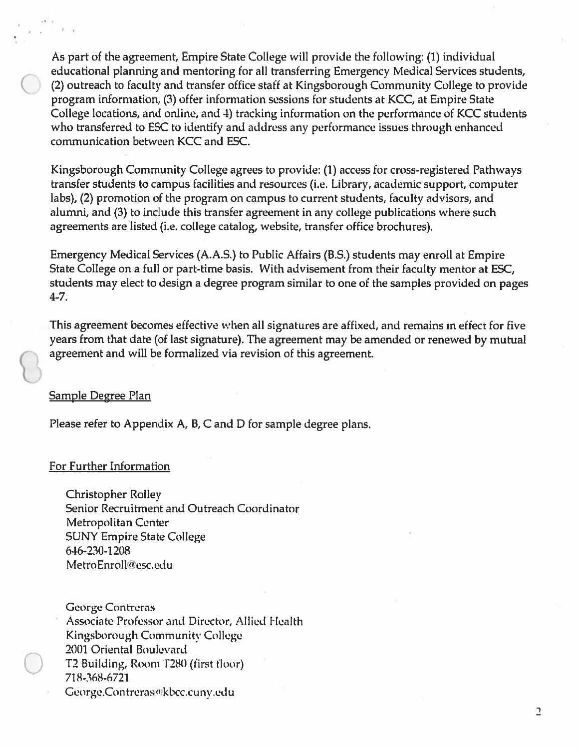As part of the agreement, Empire State College will provide the following: (1) individual educational planning and mentoring for all transferring Emergency Medical Services students, (2) outreach to faculty and transfer office staff at Kingsborough Community College to provide program information, (3) offer information sessions for students at KCC, at Empire State College locations, and online, and 4) tracking information on the performance of KCC students who transferred to ESC to identify and address any performance issues through enhanced communication between KCC and ESC.

Kingsborough Community College agrees to provide: (1) access for cross-registered Pathways transfer students to campus facilities and resources (i.e. Library, academic support, computer labs), (2) promotion of the program on campus to current students, faculty advisors, and alumni, and (3) to include this transfer agreement in any college publications where such agreements are listed (i.e. college catalog, website, transfer office brochures).

Emergency Medical Services (A.A.S.) to Public Affairs (B.S.) students may enroll at Empire State College on a full or part-time basis. With advisement from their faculty mentor at ESC, students may elect to design a degree program similar to one of the samples provided on pages 4-7.

This agreement becomes effective when all signatures are affixed, and remains in effect for five years from that date (of last signature). The agreement may be amended or renewed by mutual agreement and will be formalized via revision of this agreement.

## Sample Degree Plan

Please refer to Appendix A, B, C and D for sample degree plans.

## For Further Information

Christopher Rolley
Senior Recruitment and Outreach Coordinator
Metropolitan Center
SUNY Empire State College
646-230-1208
MetroEnroll@esc.edu

George Contreras
Associate Professor and Director, Allied Health
Kingsborough Community College
2001 Oriental Boulevard
T2 Building, Room T280 (first floor)
718-368-6721
George.Contreras@kbcc.cuny.edu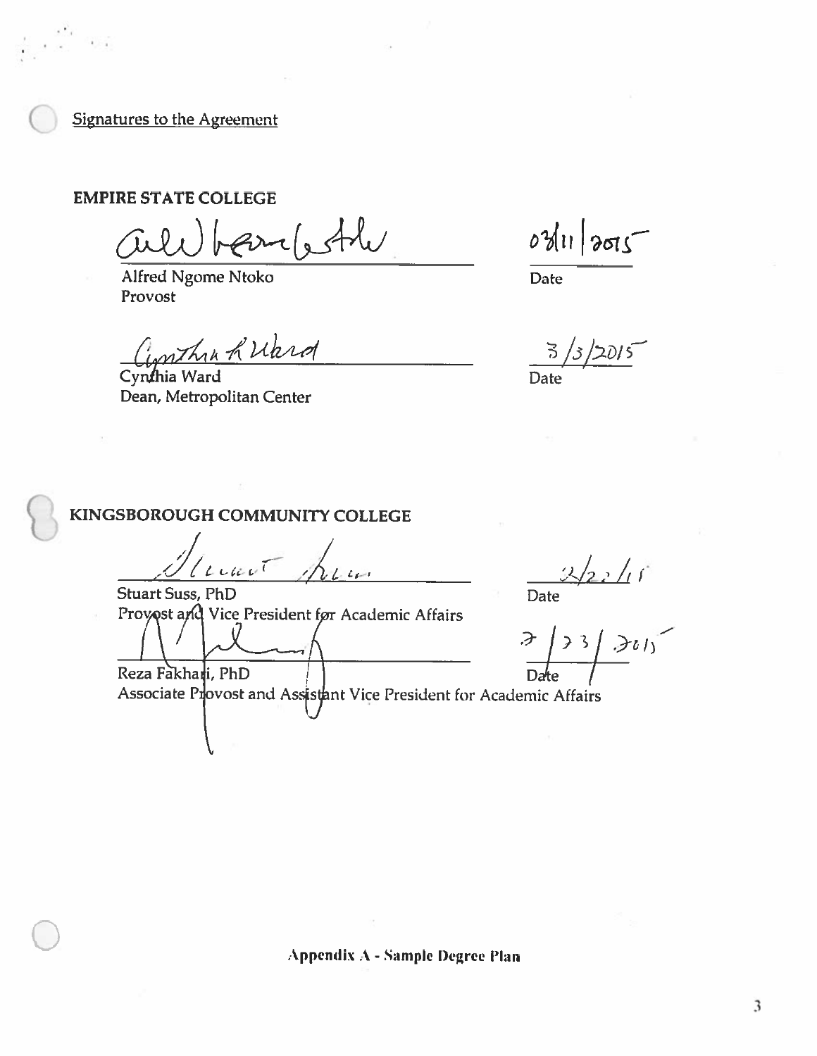Signatures to the Agreement

**EMPIRE STATE COLLEGE**

Alfred Ngome Ntoko
Provost

Date: 03/11/2015

Cynthia Ward
Dean, Metropolitan Center

Date: 3/3/2015

**KINGSBOROUGH COMMUNITY COLLEGE**

Stuart Suss, PhD
Provost and Vice President for Academic Affairs

Date: 2/2?/15

Reza Fakhari, PhD
Associate Provost and Assistant Vice President for Academic Affairs

Date: 2/23/2015

**Appendix A - Sample Degree Plan**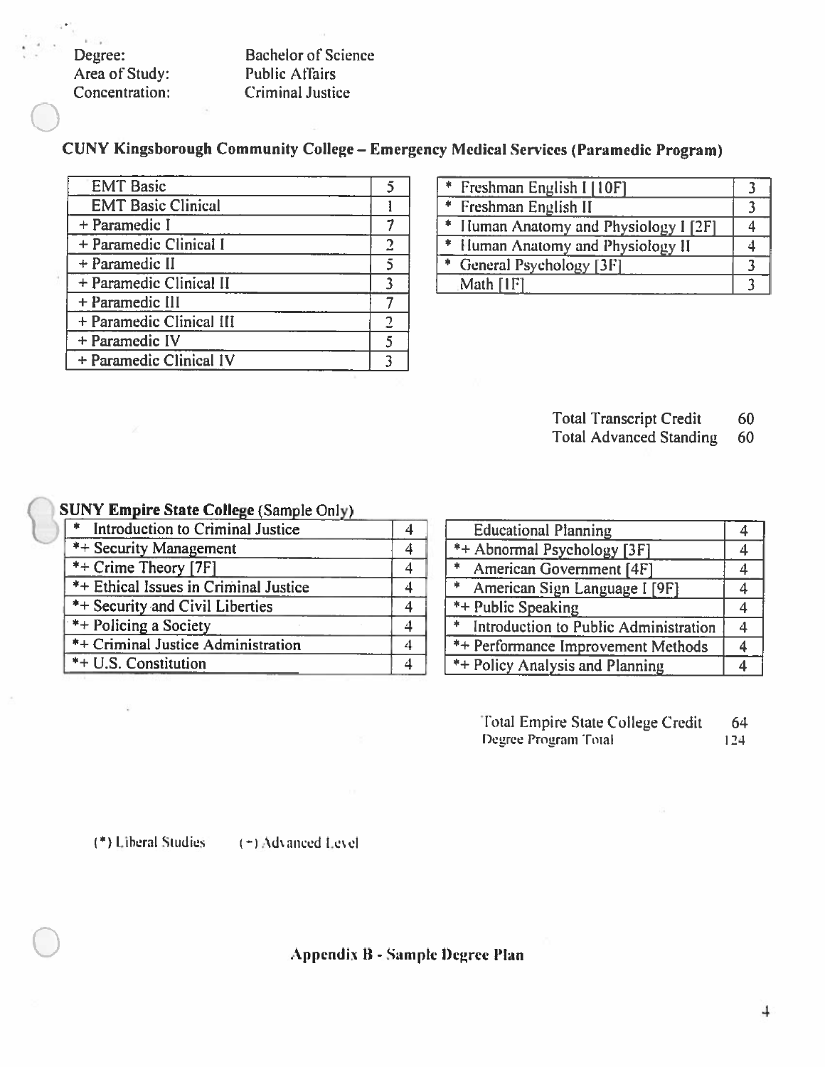Degree: Bachelor of Science
Area of Study: Public Affairs
Concentration: Criminal Justice

## CUNY Kingsborough Community College – Emergency Medical Services (Paramedic Program)

| Course | Credits |
|---|---|
| EMT Basic | 5 |
| EMT Basic Clinical | 1 |
| + Paramedic I | 7 |
| + Paramedic Clinical I | 2 |
| + Paramedic II | 5 |
| + Paramedic Clinical II | 3 |
| + Paramedic III | 7 |
| + Paramedic Clinical III | 2 |
| + Paramedic IV | 5 |
| + Paramedic Clinical IV | 3 |

| Course | Credits |
|---|---|
| * Freshman English I [10F] | 3 |
| * Freshman English II | 3 |
| * Human Anatomy and Physiology I [2F] | 4 |
| * Human Anatomy and Physiology II | 4 |
| * General Psychology [3F] | 3 |
| Math [1F] | 3 |

Total Transcript Credit 60
Total Advanced Standing 60

## SUNY Empire State College (Sample Only)

| Course | Credits |
|---|---|
| * Introduction to Criminal Justice | 4 |
| *+ Security Management | 4 |
| *+ Crime Theory [7F] | 4 |
| *+ Ethical Issues in Criminal Justice | 4 |
| *+ Security and Civil Liberties | 4 |
| *+ Policing a Society | 4 |
| *+ Criminal Justice Administration | 4 |
| *+ U.S. Constitution | 4 |

| Course | Credits |
|---|---|
| Educational Planning | 4 |
| *+ Abnormal Psychology [3F] | 4 |
| * American Government [4F] | 4 |
| * American Sign Language I [9F] | 4 |
| *+ Public Speaking | 4 |
| * Introduction to Public Administration | 4 |
| *+ Performance Improvement Methods | 4 |
| *+ Policy Analysis and Planning | 4 |

Total Empire State College Credit 64
Degree Program Total 124

(*) Liberal Studies (+) Advanced Level

**Appendix B - Sample Degree Plan**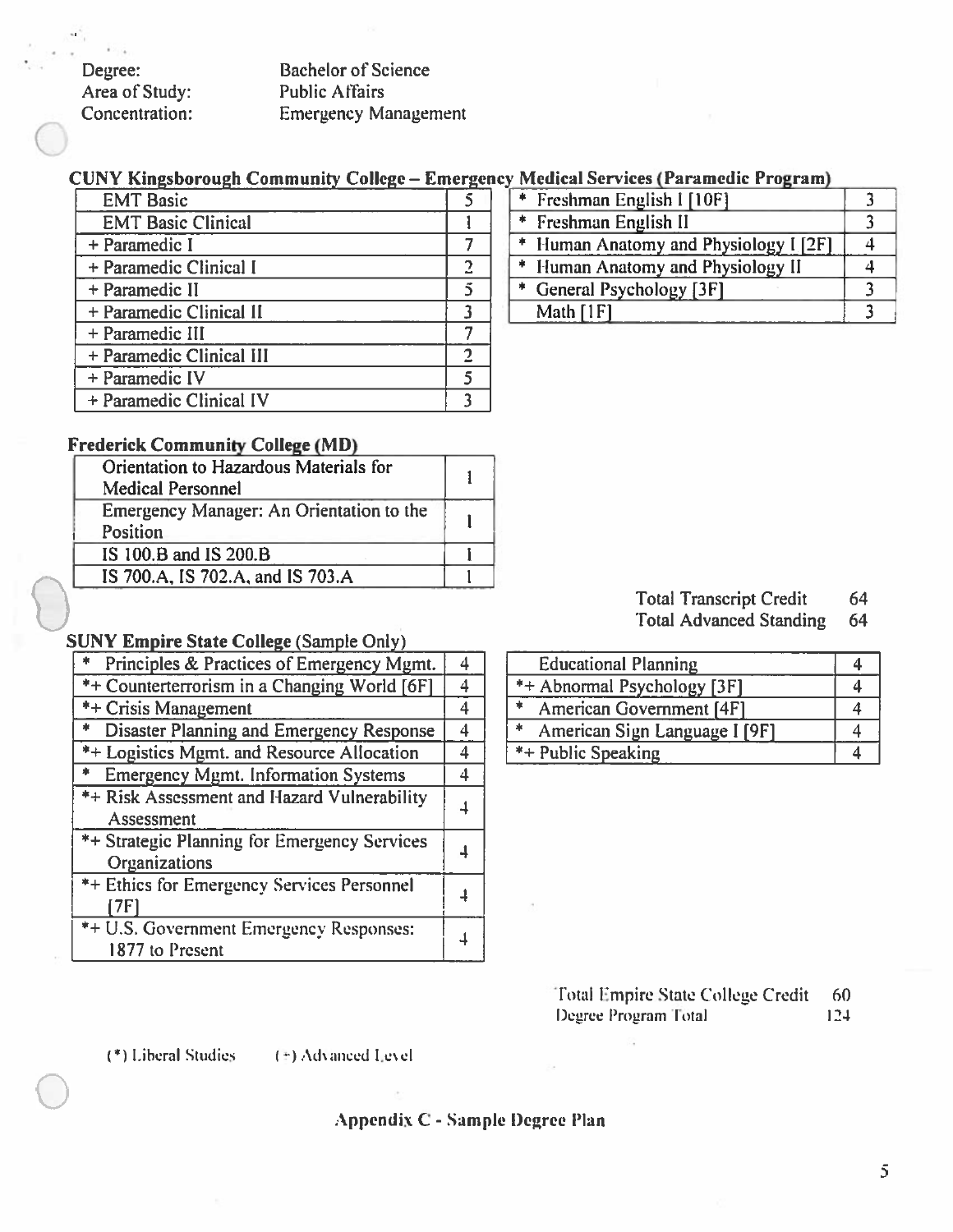Degree: Bachelor of Science
Area of Study: Public Affairs
Concentration: Emergency Management

**CUNY Kingsborough Community College – Emergency Medical Services (Paramedic Program)**

| Course | Credits |
|---|---|
| EMT Basic | 5 |
| EMT Basic Clinical | 1 |
| + Paramedic I | 7 |
| + Paramedic Clinical I | 2 |
| + Paramedic II | 5 |
| + Paramedic Clinical II | 3 |
| + Paramedic III | 7 |
| + Paramedic Clinical III | 2 |
| + Paramedic IV | 5 |
| + Paramedic Clinical IV | 3 |

| Course | Credits |
|---|---|
| * Freshman English I [10F] | 3 |
| * Freshman English II | 3 |
| * Human Anatomy and Physiology I [2F] | 4 |
| * Human Anatomy and Physiology II | 4 |
| * General Psychology [3F] | 3 |
| Math [1F] | 3 |

**Frederick Community College (MD)**

| Course | Credits |
|---|---|
| Orientation to Hazardous Materials for Medical Personnel | 1 |
| Emergency Manager: An Orientation to the Position | 1 |
| IS 100.B and IS 200.B | 1 |
| IS 700.A, IS 702.A, and IS 703.A | 1 |

Total Transcript Credit 64
Total Advanced Standing 64

**SUNY Empire State College** (Sample Only)

| Course | Credits |
|---|---|
| * Principles & Practices of Emergency Mgmt. | 4 |
| *+ Counterterrorism in a Changing World [6F] | 4 |
| *+ Crisis Management | 4 |
| * Disaster Planning and Emergency Response | 4 |
| *+ Logistics Mgmt. and Resource Allocation | 4 |
| * Emergency Mgmt. Information Systems | 4 |
| *+ Risk Assessment and Hazard Vulnerability Assessment | 4 |
| *+ Strategic Planning for Emergency Services Organizations | 4 |
| *+ Ethics for Emergency Services Personnel [7F] | 4 |
| *+ U.S. Government Emergency Responses: 1877 to Present | 4 |

| Course | Credits |
|---|---|
| Educational Planning | 4 |
| *+ Abnormal Psychology [3F] | 4 |
| * American Government [4F] | 4 |
| * American Sign Language I [9F] | 4 |
| *+ Public Speaking | 4 |

Total Empire State College Credit 60
Degree Program Total 124

(*) Liberal Studies (+) Advanced Level

**Appendix C - Sample Degree Plan**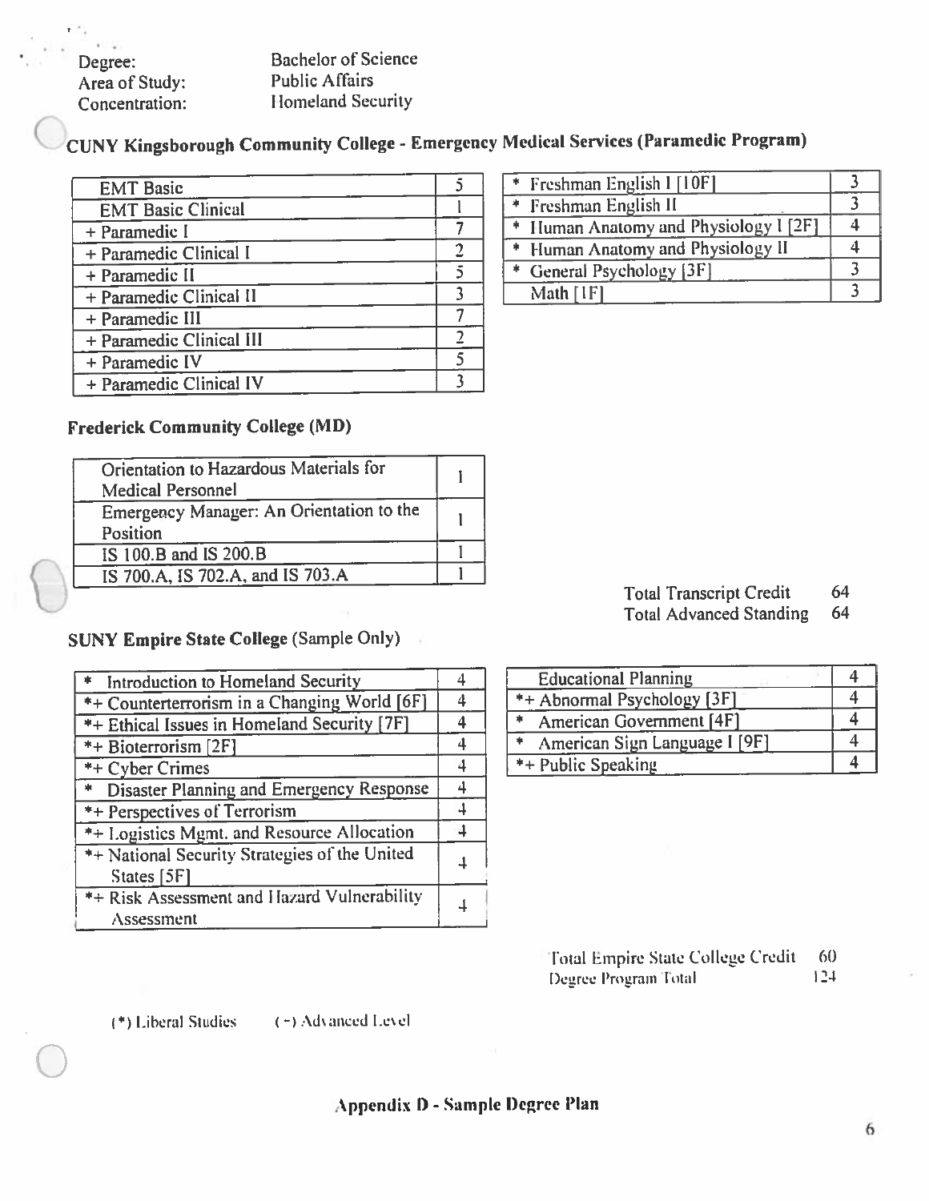| | |
|---|---|
| Degree: | Bachelor of Science |
| Area of Study: | Public Affairs |
| Concentration: | Homeland Security |

## CUNY Kingsborough Community College - Emergency Medical Services (Paramedic Program)

| Course | Credits |
|---|---|
| EMT Basic | 5 |
| EMT Basic Clinical | 1 |
| + Paramedic I | 7 |
| + Paramedic Clinical I | 2 |
| + Paramedic II | 5 |
| + Paramedic Clinical II | 3 |
| + Paramedic III | 7 |
| + Paramedic Clinical III | 2 |
| + Paramedic IV | 5 |
| + Paramedic Clinical IV | 3 |

| Course | Credits |
|---|---|
| * Freshman English I [10F] | 3 |
| * Freshman English II | 3 |
| * Human Anatomy and Physiology I [2F] | 4 |
| * Human Anatomy and Physiology II | 4 |
| * General Psychology [3F] | 3 |
| Math [1F] | 3 |

## Frederick Community College (MD)

| Course | Credits |
|---|---|
| Orientation to Hazardous Materials for Medical Personnel | 1 |
| Emergency Manager: An Orientation to the Position | 1 |
| IS 100.B and IS 200.B | 1 |
| IS 700.A, IS 702.A, and IS 703.A | 1 |

Total Transcript Credit 64
Total Advanced Standing 64

## SUNY Empire State College (Sample Only)

| Course | Credits |
|---|---|
| * Introduction to Homeland Security | 4 |
| *+ Counterterrorism in a Changing World [6F] | 4 |
| *+ Ethical Issues in Homeland Security [7F] | 4 |
| *+ Bioterrorism [2F] | 4 |
| *+ Cyber Crimes | 4 |
| * Disaster Planning and Emergency Response | 4 |
| *+ Perspectives of Terrorism | 4 |
| *+ Logistics Mgmt. and Resource Allocation | 4 |
| *+ National Security Strategies of the United States [5F] | 4 |
| *+ Risk Assessment and Hazard Vulnerability Assessment | 4 |

| Course | Credits |
|---|---|
| Educational Planning | 4 |
| *+ Abnormal Psychology [3F] | 4 |
| * American Government [4F] | 4 |
| * American Sign Language I [9F] | 4 |
| *+ Public Speaking | 4 |

Total Empire State College Credit 60
Degree Program Total 124

(*) Liberal Studies (+) Advanced Level

**Appendix D - Sample Degree Plan**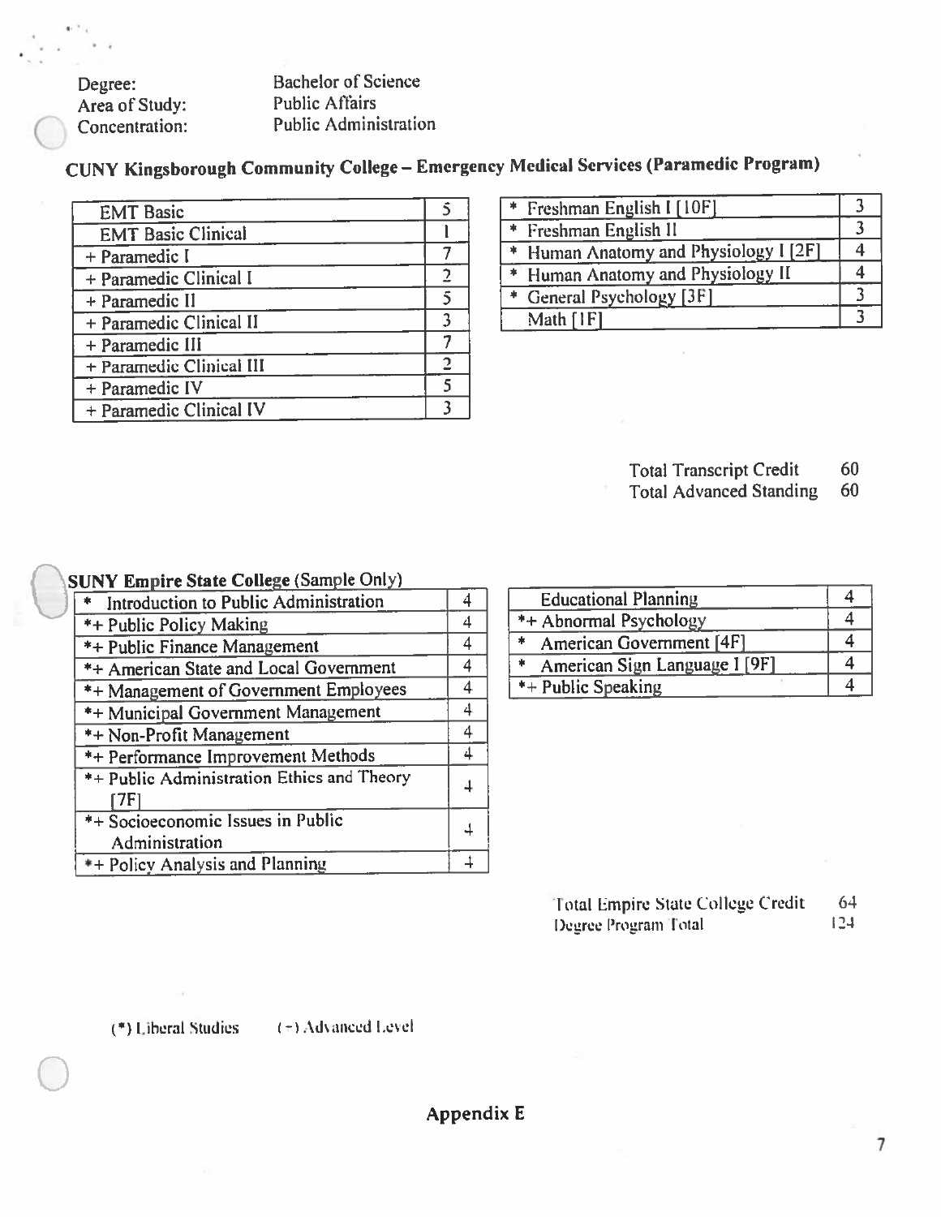Degree: Bachelor of Science
Area of Study: Public Affairs
Concentration: Public Administration

## CUNY Kingsborough Community College – Emergency Medical Services (Paramedic Program)

| Course | Credits |
|---|---|
| EMT Basic | 5 |
| EMT Basic Clinical | 1 |
| + Paramedic I | 7 |
| + Paramedic Clinical I | 2 |
| + Paramedic II | 5 |
| + Paramedic Clinical II | 3 |
| + Paramedic III | 7 |
| + Paramedic Clinical III | 2 |
| + Paramedic IV | 5 |
| + Paramedic Clinical IV | 3 |

| Course | Credits |
|---|---|
| * Freshman English I [10F] | 3 |
| * Freshman English II | 3 |
| * Human Anatomy and Physiology I [2F] | 4 |
| * Human Anatomy and Physiology II | 4 |
| * General Psychology [3F] | 3 |
| Math [1F] | 3 |

Total Transcript Credit 60
Total Advanced Standing 60

## SUNY Empire State College (Sample Only)

| Course | Credits |
|---|---|
| * Introduction to Public Administration | 4 |
| *+ Public Policy Making | 4 |
| *+ Public Finance Management | 4 |
| *+ American State and Local Government | 4 |
| *+ Management of Government Employees | 4 |
| *+ Municipal Government Management | 4 |
| *+ Non-Profit Management | 4 |
| *+ Performance Improvement Methods | 4 |
| *+ Public Administration Ethics and Theory [7F] | 4 |
| *+ Socioeconomic Issues in Public Administration | 4 |
| *+ Policy Analysis and Planning | 4 |

| Course | Credits |
|---|---|
| Educational Planning | 4 |
| *+ Abnormal Psychology | 4 |
| * American Government [4F] | 4 |
| * American Sign Language I [9F] | 4 |
| *+ Public Speaking | 4 |

Total Empire State College Credit 64
Degree Program Total 124

(*) Liberal Studies (+) Advanced Level

**Appendix E**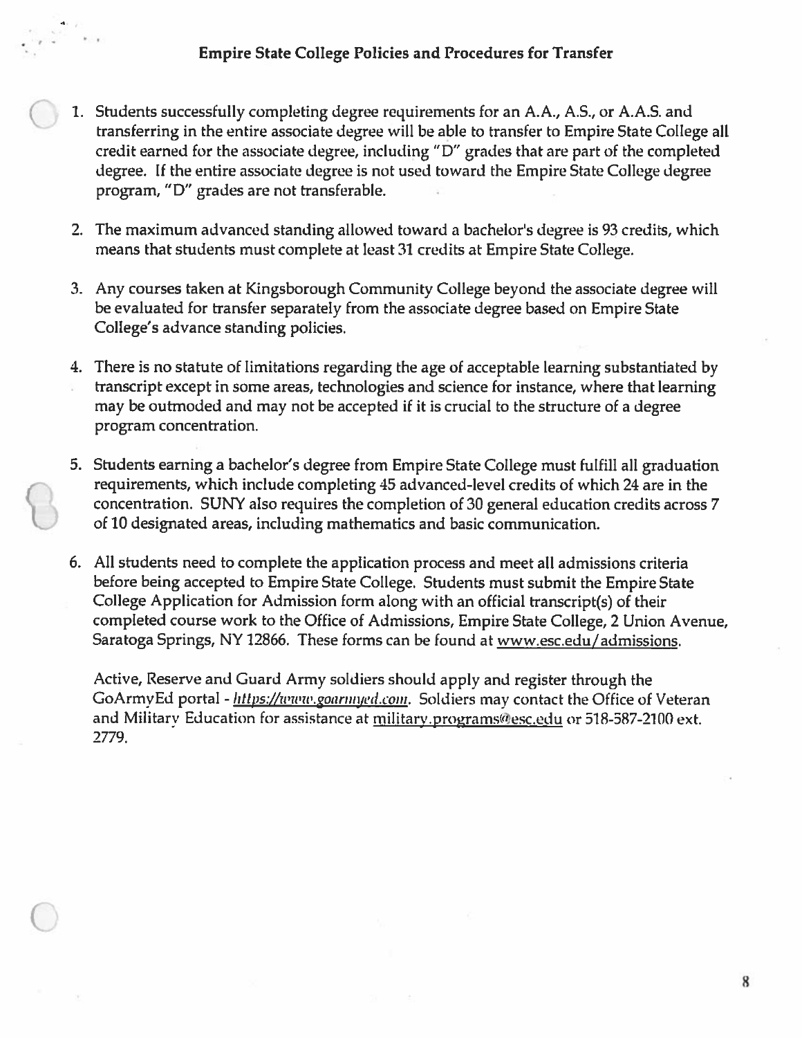## Empire State College Policies and Procedures for Transfer

1. Students successfully completing degree requirements for an A.A., A.S., or A.A.S. and transferring in the entire associate degree will be able to transfer to Empire State College all credit earned for the associate degree, including "D" grades that are part of the completed degree. If the entire associate degree is not used toward the Empire State College degree program, "D" grades are not transferable.

2. The maximum advanced standing allowed toward a bachelor's degree is 93 credits, which means that students must complete at least 31 credits at Empire State College.

3. Any courses taken at Kingsborough Community College beyond the associate degree will be evaluated for transfer separately from the associate degree based on Empire State College's advance standing policies.

4. There is no statute of limitations regarding the age of acceptable learning substantiated by transcript except in some areas, technologies and science for instance, where that learning may be outmoded and may not be accepted if it is crucial to the structure of a degree program concentration.

5. Students earning a bachelor's degree from Empire State College must fulfill all graduation requirements, which include completing 45 advanced-level credits of which 24 are in the concentration. SUNY also requires the completion of 30 general education credits across 7 of 10 designated areas, including mathematics and basic communication.

6. All students need to complete the application process and meet all admissions criteria before being accepted to Empire State College. Students must submit the Empire State College Application for Admission form along with an official transcript(s) of their completed course work to the Office of Admissions, Empire State College, 2 Union Avenue, Saratoga Springs, NY 12866. These forms can be found at www.esc.edu/admissions.

   Active, Reserve and Guard Army soldiers should apply and register through the GoArmyEd portal - *https://www.goarmyed.com*. Soldiers may contact the Office of Veteran and Military Education for assistance at military.programs@esc.edu or 518-587-2100 ext. 2779.